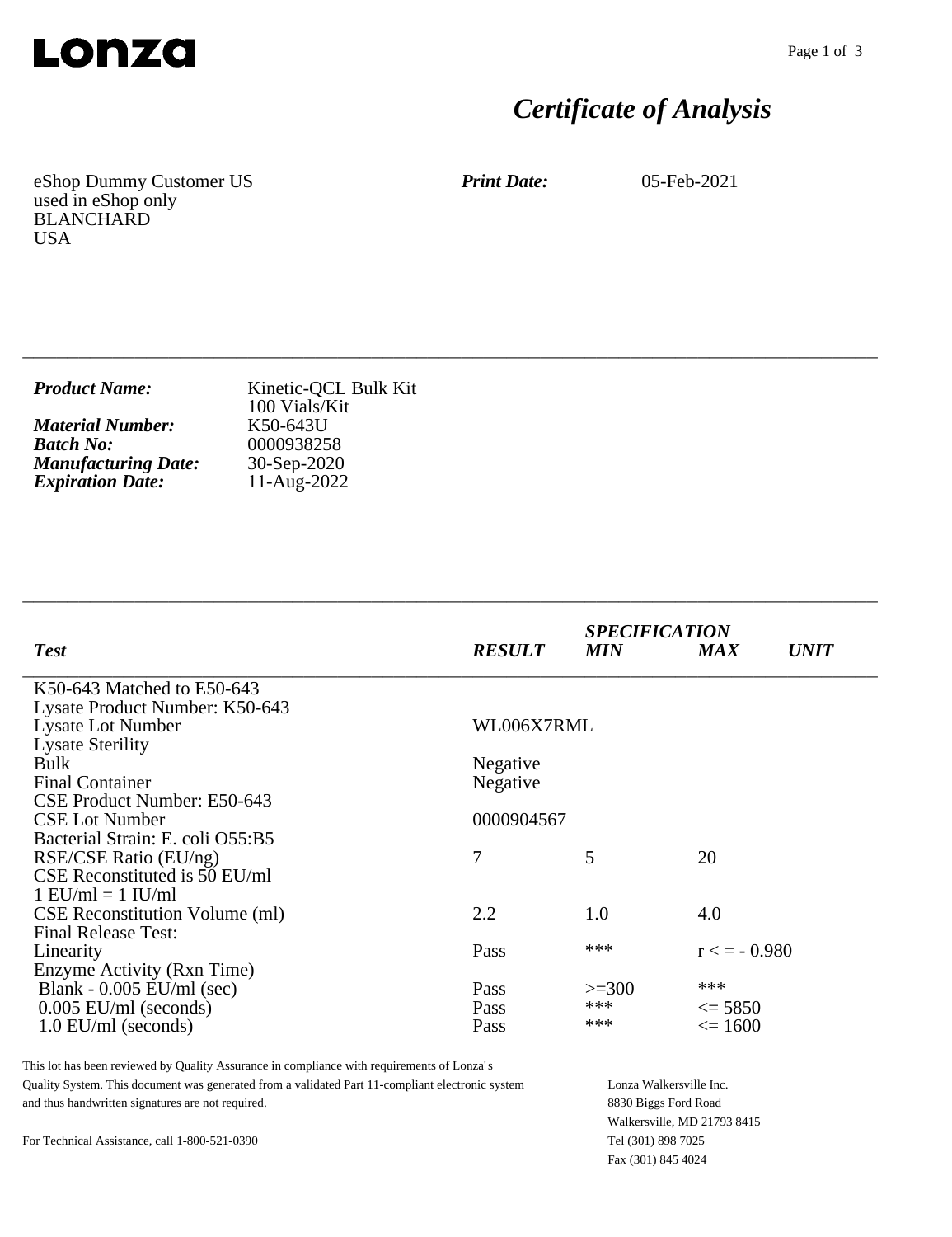**Lonza**

# *Certificate of Analysis*

eShop Dummy Customer US
used in eShop only
BLANCHARD
USA

***Print Date:*** 05-Feb-2021

---

***Product Name:*** Kinetic-QCL Bulk Kit
100 Vials/Kit
***Material Number:*** K50-643U
***Batch No:*** 0000938258
***Manufacturing Date:*** 30-Sep-2020
***Expiration Date:*** 11-Aug-2022

---

| *Test* | *RESULT* | *SPECIFICATION MIN* | *MAX* | *UNIT* |
|---|---|---|---|---|
| K50-643 Matched to E50-643 | | | | |
| Lysate Product Number: K50-643 | | | | |
| Lysate Lot Number | WL006X7RML | | | |
| Lysate Sterility | | | | |
| Bulk | Negative | | | |
| Final Container | Negative | | | |
| CSE Product Number: E50-643 | | | | |
| CSE Lot Number | 0000904567 | | | |
| Bacterial Strain: E. coli O55:B5 | | | | |
| RSE/CSE Ratio (EU/ng) | 7 | 5 | 20 | |
| CSE Reconstituted is 50 EU/ml | | | | |
| 1 EU/ml = 1 IU/ml | | | | |
| CSE Reconstitution Volume (ml) | 2.2 | 1.0 | 4.0 | |
| Final Release Test: | | | | |
| Linearity | Pass | *** | r < = - 0.980 | |
| Enzyme Activity (Rxn Time) | | | | |
| Blank - 0.005 EU/ml (sec) | Pass | >=300 | *** | |
| 0.005 EU/ml (seconds) | Pass | *** | <= 5850 | |
| 1.0 EU/ml (seconds) | Pass | *** | <= 1600 | |

This lot has been reviewed by Quality Assurance in compliance with requirements of Lonza's Quality System. This document was generated from a validated Part 11-compliant electronic system and thus handwritten signatures are not required.

For Technical Assistance, call 1-800-521-0390

Lonza Walkersville Inc.
8830 Biggs Ford Road
Walkersville, MD 21793 8415
Tel (301) 898 7025
Fax (301) 845 4024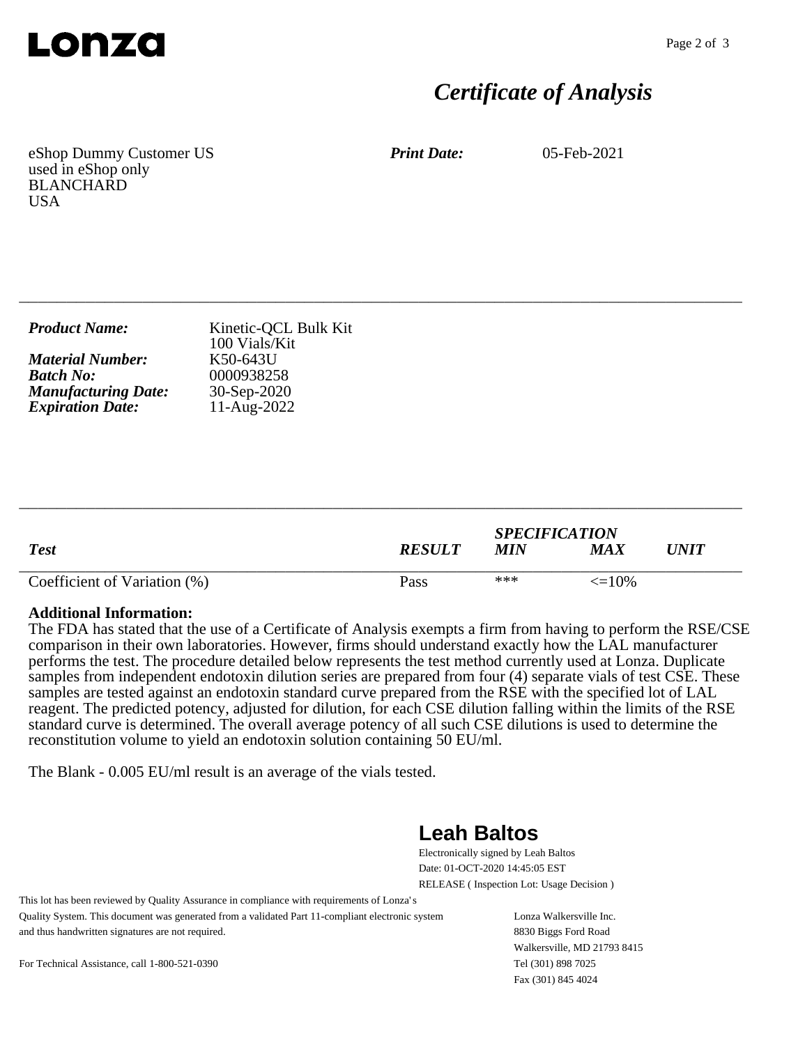**Lonza**

# *Certificate of Analysis*

eShop Dummy Customer US
used in eShop only
BLANCHARD
USA

***Print Date:*** 05-Feb-2021

---

|  |  |
|---|---|
| ***Product Name:*** | Kinetic-QCL Bulk Kit<br>100 Vials/Kit |
| ***Material Number:*** | K50-643U |
| ***Batch No:*** | 0000938258 |
| ***Manufacturing Date:*** | 30-Sep-2020 |
| ***Expiration Date:*** | 11-Aug-2022 |

---

| *Test* | *RESULT* | *SPECIFICATION* | | *UNIT* |
|---|---|---|---|---|
| | | *MIN* | *MAX* | |
| Coefficient of Variation (%) | Pass | *** | <=10% | |

**Additional Information:**
The FDA has stated that the use of a Certificate of Analysis exempts a firm from having to perform the RSE/CSE comparison in their own laboratories. However, firms should understand exactly how the LAL manufacturer performs the test. The procedure detailed below represents the test method currently used at Lonza. Duplicate samples from independent endotoxin dilution series are prepared from four (4) separate vials of test CSE. These samples are tested against an endotoxin standard curve prepared from the RSE with the specified lot of LAL reagent. The predicted potency, adjusted for dilution, for each CSE dilution falling within the limits of the RSE standard curve is determined. The overall average potency of all such CSE dilutions is used to determine the reconstitution volume to yield an endotoxin solution containing 50 EU/ml.

The Blank - 0.005 EU/ml result is an average of the vials tested.

**Leah Baltos**
Electronically signed by Leah Baltos
Date: 01-OCT-2020 14:45:05 EST
RELEASE ( Inspection Lot: Usage Decision )

This lot has been reviewed by Quality Assurance in compliance with requirements of Lonza's Quality System. This document was generated from a validated Part 11-compliant electronic system and thus handwritten signatures are not required.

For Technical Assistance, call 1-800-521-0390

Lonza Walkersville Inc.
8830 Biggs Ford Road
Walkersville, MD 21793 8415
Tel (301) 898 7025
Fax (301) 845 4024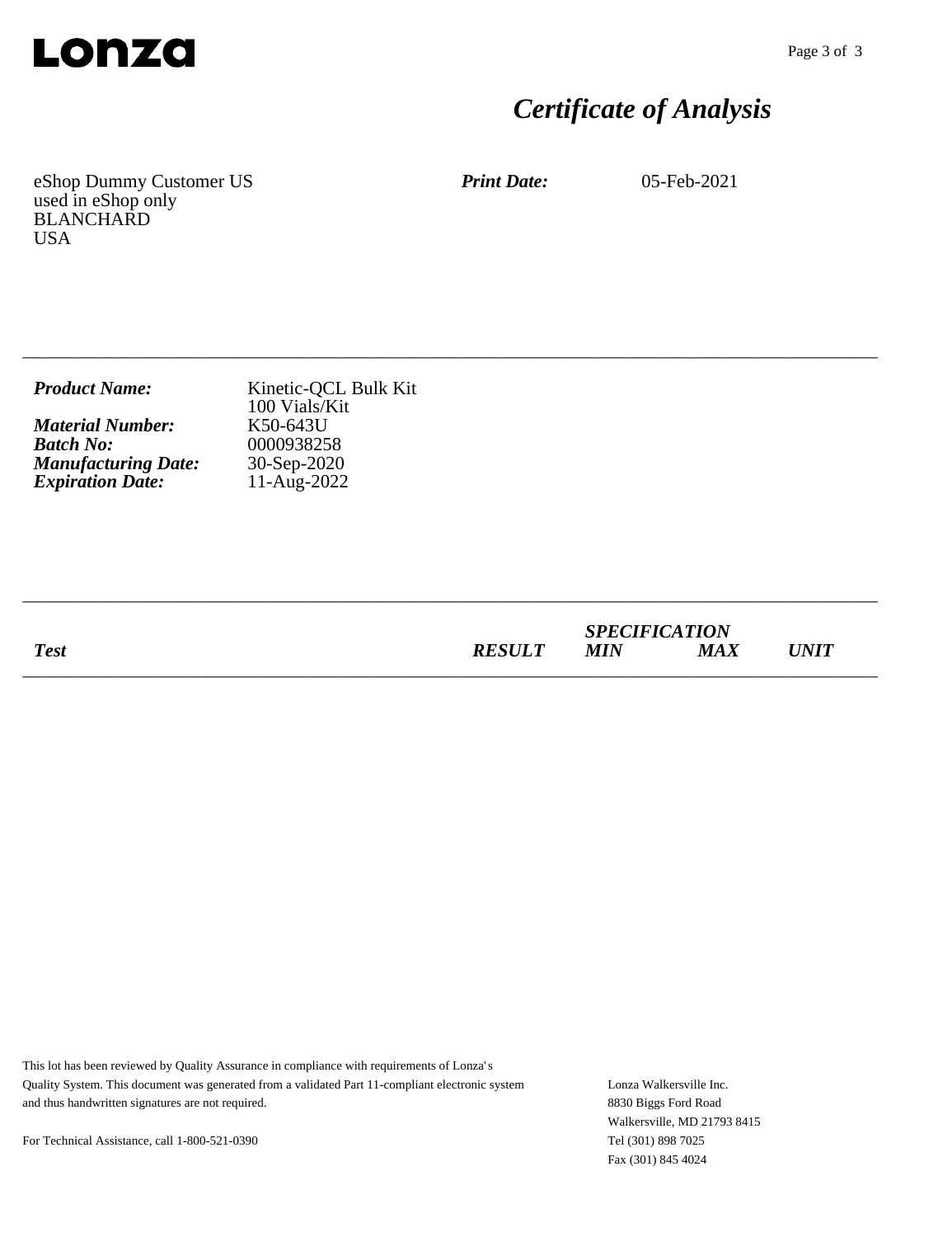**LONZA**

# *Certificate of Analysis*

eShop Dummy Customer US
used in eShop only
BLANCHARD
USA

***Print Date:*** 05-Feb-2021

---

| | |
|---|---|
| ***Product Name:*** | Kinetic-QCL Bulk Kit<br>100 Vials/Kit |
| ***Material Number:*** | K50-643U |
| ***Batch No:*** | 0000938258 |
| ***Manufacturing Date:*** | 30-Sep-2020 |
| ***Expiration Date:*** | 11-Aug-2022 |

---

| *Test* | *RESULT* | *SPECIFICATION* | | *UNIT* |
|---|---|---|---|---|
| | | *MIN* | *MAX* | |

This lot has been reviewed by Quality Assurance in compliance with requirements of Lonza's Quality System. This document was generated from a validated Part 11-compliant electronic system and thus handwritten signatures are not required.

For Technical Assistance, call 1-800-521-0390

Lonza Walkersville Inc.
8830 Biggs Ford Road
Walkersville, MD 21793 8415
Tel (301) 898 7025
Fax (301) 845 4024